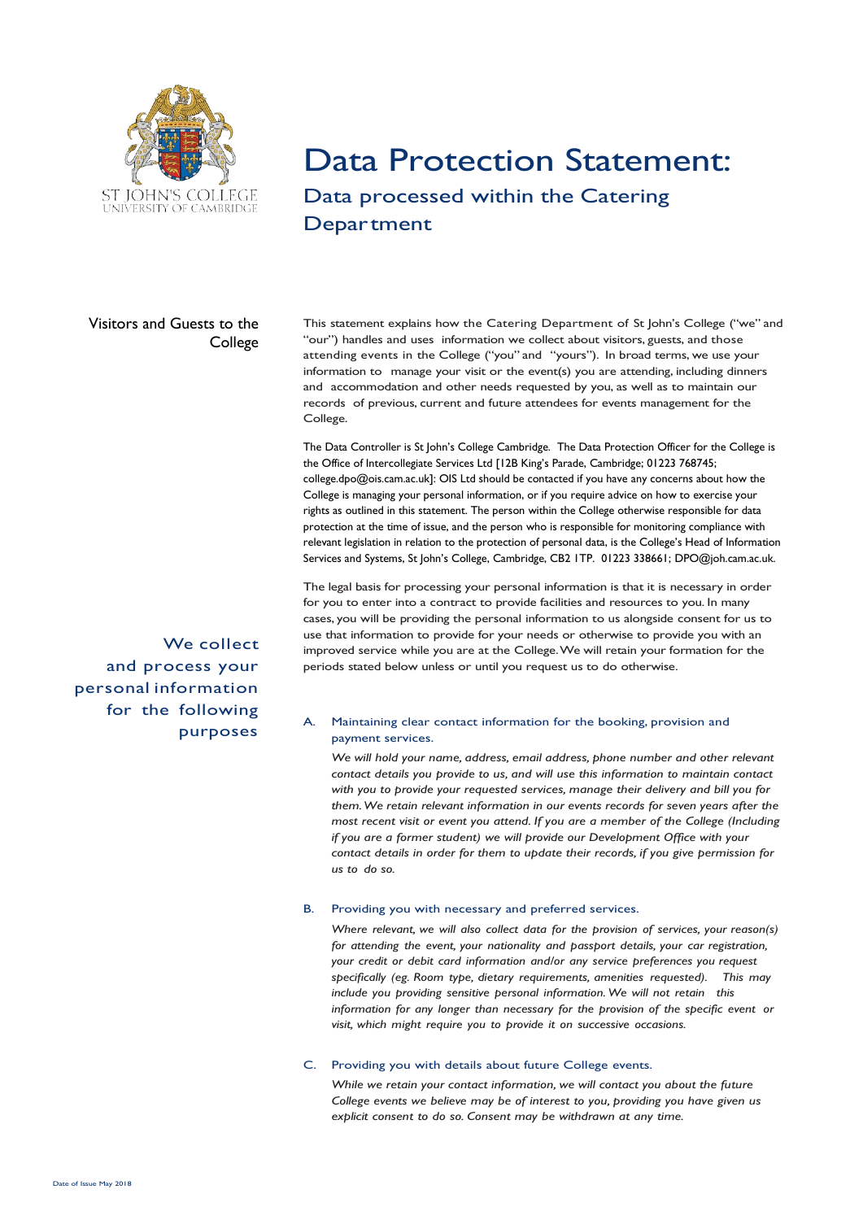ST JOHN'S COLLEGE
UNIVERSITY OF CAMBRIDGE

# Data Protection Statement:

## Data processed within the Catering Department

### Visitors and Guests to the College

This statement explains how the Catering Department of St John's College ("we" and "our") handles and uses information we collect about visitors, guests, and those attending events in the College ("you" and "yours"). In broad terms, we use your information to manage your visit or the event(s) you are attending, including dinners and accommodation and other needs requested by you, as well as to maintain our records of previous, current and future attendees for events management for the College.

The Data Controller is St John's College Cambridge. The Data Protection Officer for the College is the Office of Intercollegiate Services Ltd [12B King's Parade, Cambridge; 01223 768745; college.dpo@ois.cam.ac.uk]: OIS Ltd should be contacted if you have any concerns about how the College is managing your personal information, or if you require advice on how to exercise your rights as outlined in this statement. The person within the College otherwise responsible for data protection at the time of issue, and the person who is responsible for monitoring compliance with relevant legislation in relation to the protection of personal data, is the College's Head of Information Services and Systems, St John's College, Cambridge, CB2 1TP. 01223 338661; DPO@joh.cam.ac.uk.

The legal basis for processing your personal information is that it is necessary in order for you to enter into a contract to provide facilities and resources to you. In many cases, you will be providing the personal information to us alongside consent for us to use that information to provide for your needs or otherwise to provide you with an improved service while you are at the College. We will retain your formation for the periods stated below unless or until you request us to do otherwise.

### We collect and process your personal information for the following purposes

A. Maintaining clear contact information for the booking, provision and payment services.

*We will hold your name, address, email address, phone number and other relevant contact details you provide to us, and will use this information to maintain contact with you to provide your requested services, manage their delivery and bill you for them. We retain relevant information in our events records for seven years after the most recent visit or event you attend. If you are a member of the College (Including if you are a former student) we will provide our Development Office with your contact details in order for them to update their records, if you give permission for us to do so.*

B. Providing you with necessary and preferred services.

*Where relevant, we will also collect data for the provision of services, your reason(s) for attending the event, your nationality and passport details, your car registration, your credit or debit card information and/or any service preferences you request specifically (eg. Room type, dietary requirements, amenities requested). This may include you providing sensitive personal information. We will not retain this information for any longer than necessary for the provision of the specific event or visit, which might require you to provide it on successive occasions.*

C. Providing you with details about future College events.

*While we retain your contact information, we will contact you about the future College events we believe may be of interest to you, providing you have given us explicit consent to do so. Consent may be withdrawn at any time.*

Date of Issue May 2018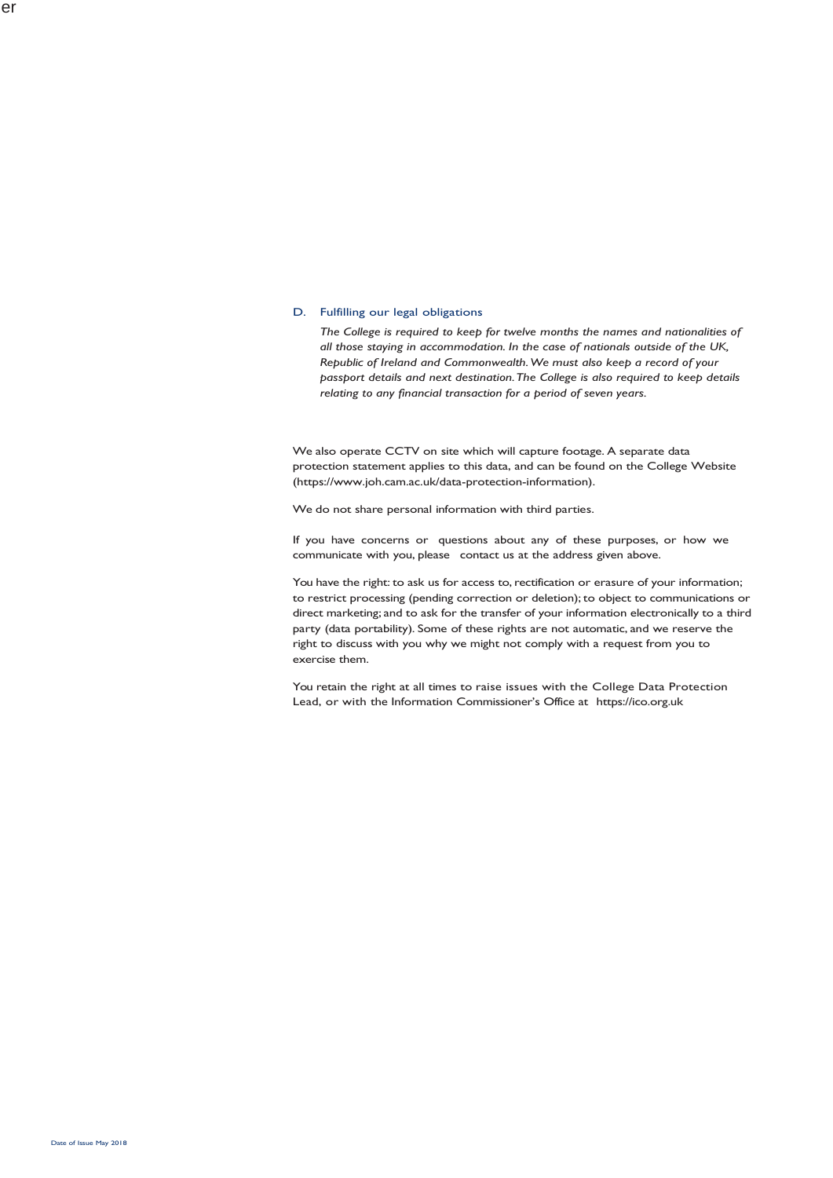### D. Fulfilling our legal obligations

*The College is required to keep for twelve months the names and nationalities of all those staying in accommodation. In the case of nationals outside of the UK, Republic of Ireland and Commonwealth. We must also keep a record of your passport details and next destination. The College is also required to keep details relating to any financial transaction for a period of seven years.*

We also operate CCTV on site which will capture footage. A separate data protection statement applies to this data, and can be found on the College Website (https://www.joh.cam.ac.uk/data-protection-information).

We do not share personal information with third parties.

If you have concerns or questions about any of these purposes, or how we communicate with you, please contact us at the address given above.

You have the right: to ask us for access to, rectification or erasure of your information; to restrict processing (pending correction or deletion); to object to communications or direct marketing; and to ask for the transfer of your information electronically to a third party (data portability). Some of these rights are not automatic, and we reserve the right to discuss with you why we might not comply with a request from you to exercise them.

You retain the right at all times to raise issues with the College Data Protection Lead, or with the Information Commissioner's Office at https://ico.org.uk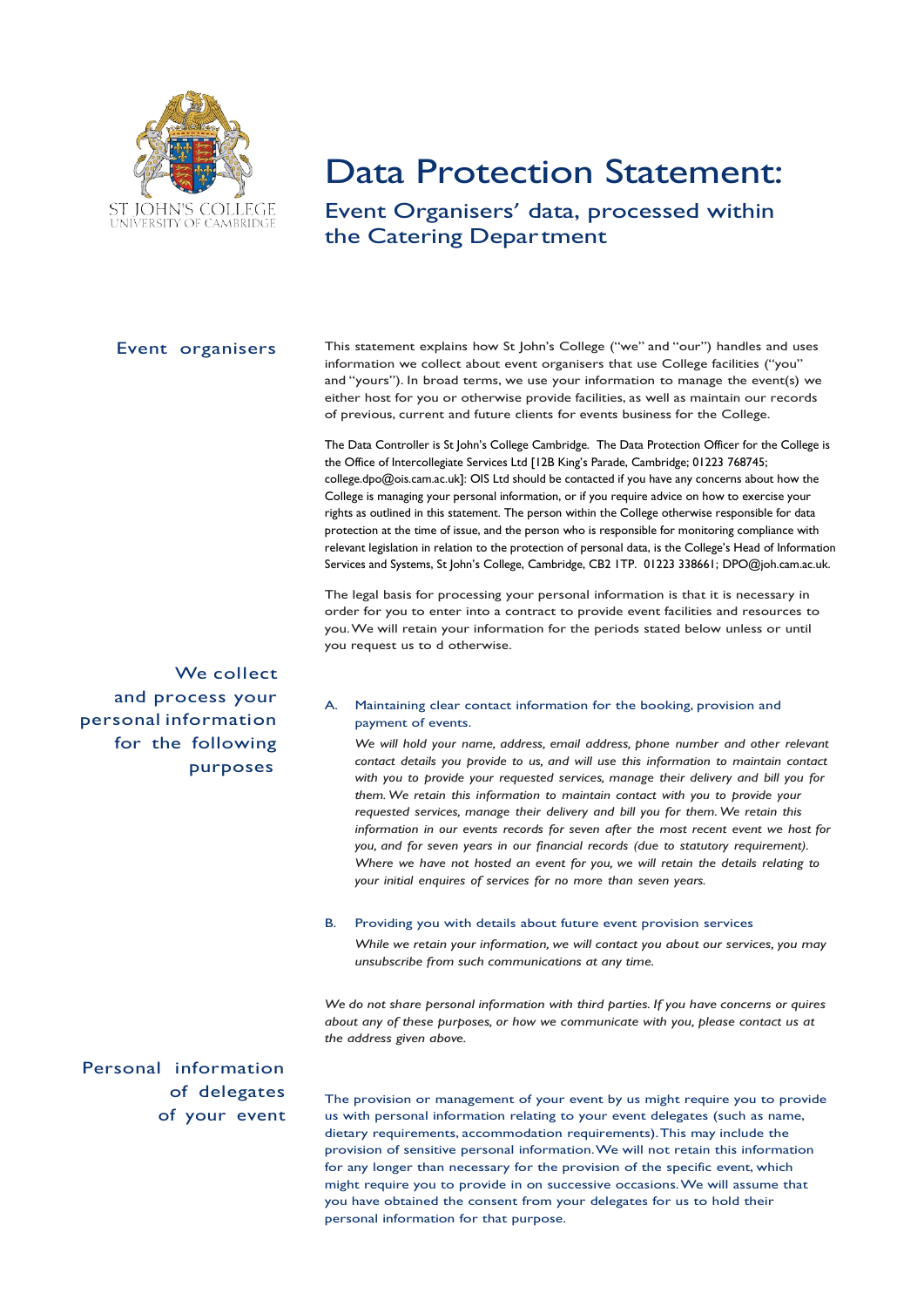# Data Protection Statement:

## Event Organisers' data, processed within the Catering Department

### Event organisers

This statement explains how St John's College ("we" and "our") handles and uses information we collect about event organisers that use College facilities ("you" and "yours"). In broad terms, we use your information to manage the event(s) we either host for you or otherwise provide facilities, as well as maintain our records of previous, current and future clients for events business for the College.

The Data Controller is St John's College Cambridge. The Data Protection Officer for the College is the Office of Intercollegiate Services Ltd [12B King's Parade, Cambridge; 01223 768745; college.dpo@ois.cam.ac.uk]: OIS Ltd should be contacted if you have any concerns about how the College is managing your personal information, or if you require advice on how to exercise your rights as outlined in this statement. The person within the College otherwise responsible for data protection at the time of issue, and the person who is responsible for monitoring compliance with relevant legislation in relation to the protection of personal data, is the College's Head of Information Services and Systems, St John's College, Cambridge, CB2 1TP. 01223 338661; DPO@joh.cam.ac.uk.

The legal basis for processing your personal information is that it is necessary in order for you to enter into a contract to provide event facilities and resources to you. We will retain your information for the periods stated below unless or until you request us to d otherwise.

### We collect and process your personal information for the following purposes

A. Maintaining clear contact information for the booking, provision and payment of events.

*We will hold your name, address, email address, phone number and other relevant contact details you provide to us, and will use this information to maintain contact with you to provide your requested services, manage their delivery and bill you for them. We retain this information to maintain contact with you to provide your requested services, manage their delivery and bill you for them. We retain this information in our events records for seven after the most recent event we host for you, and for seven years in our financial records (due to statutory requirement). Where we have not hosted an event for you, we will retain the details relating to your initial enquires of services for no more than seven years.*

B. Providing you with details about future event provision services

*While we retain your information, we will contact you about our services, you may unsubscribe from such communications at any time.*

*We do not share personal information with third parties. If you have concerns or quires about any of these purposes, or how we communicate with you, please contact us at the address given above.*

### Personal information of delegates of your event

The provision or management of your event by us might require you to provide us with personal information relating to your event delegates (such as name, dietary requirements, accommodation requirements). This may include the provision of sensitive personal information. We will not retain this information for any longer than necessary for the provision of the specific event, which might require you to provide in on successive occasions. We will assume that you have obtained the consent from your delegates for us to hold their personal information for that purpose.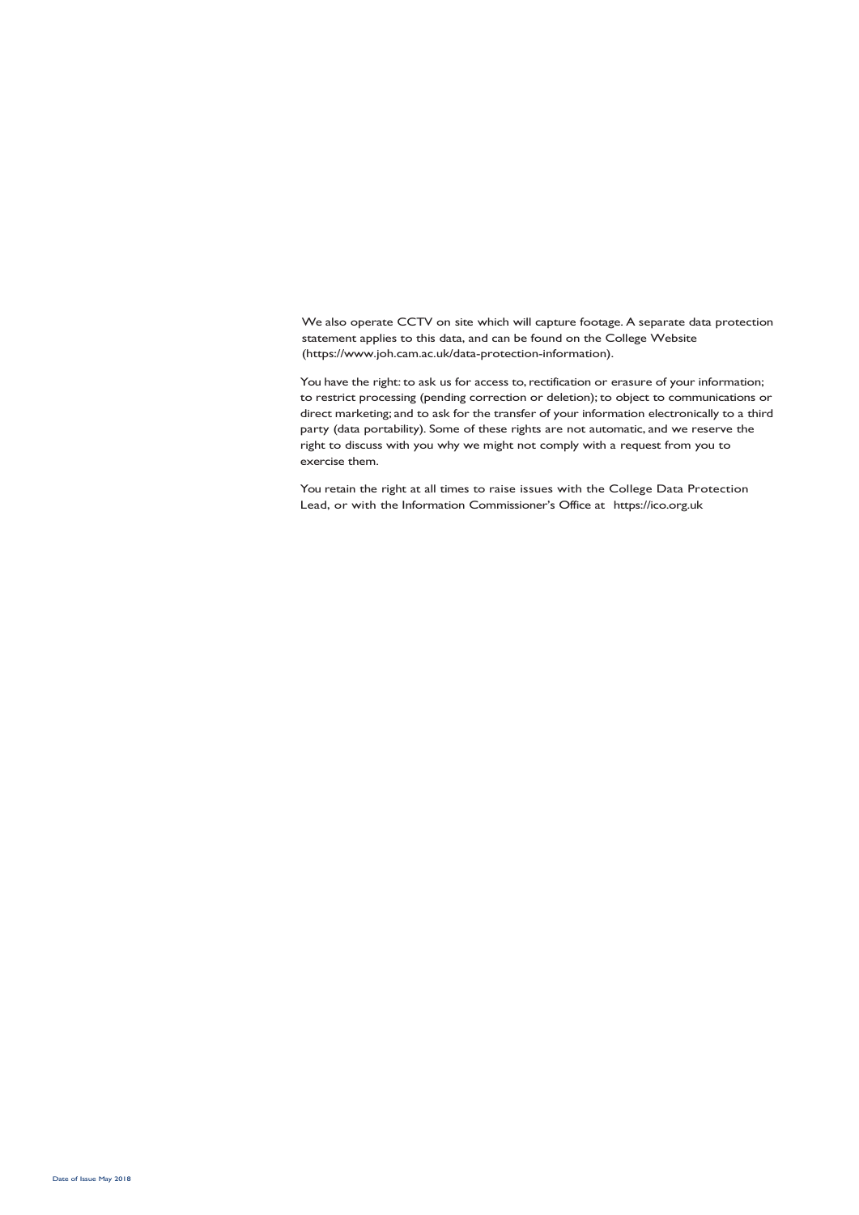We also operate CCTV on site which will capture footage. A separate data protection statement applies to this data, and can be found on the College Website (https://www.joh.cam.ac.uk/data-protection-information).

You have the right: to ask us for access to, rectification or erasure of your information; to restrict processing (pending correction or deletion); to object to communications or direct marketing; and to ask for the transfer of your information electronically to a third party (data portability). Some of these rights are not automatic, and we reserve the right to discuss with you why we might not comply with a request from you to exercise them.

You retain the right at all times to raise issues with the College Data Protection Lead, or with the Information Commissioner's Office at https://ico.org.uk

Date of Issue May 2018